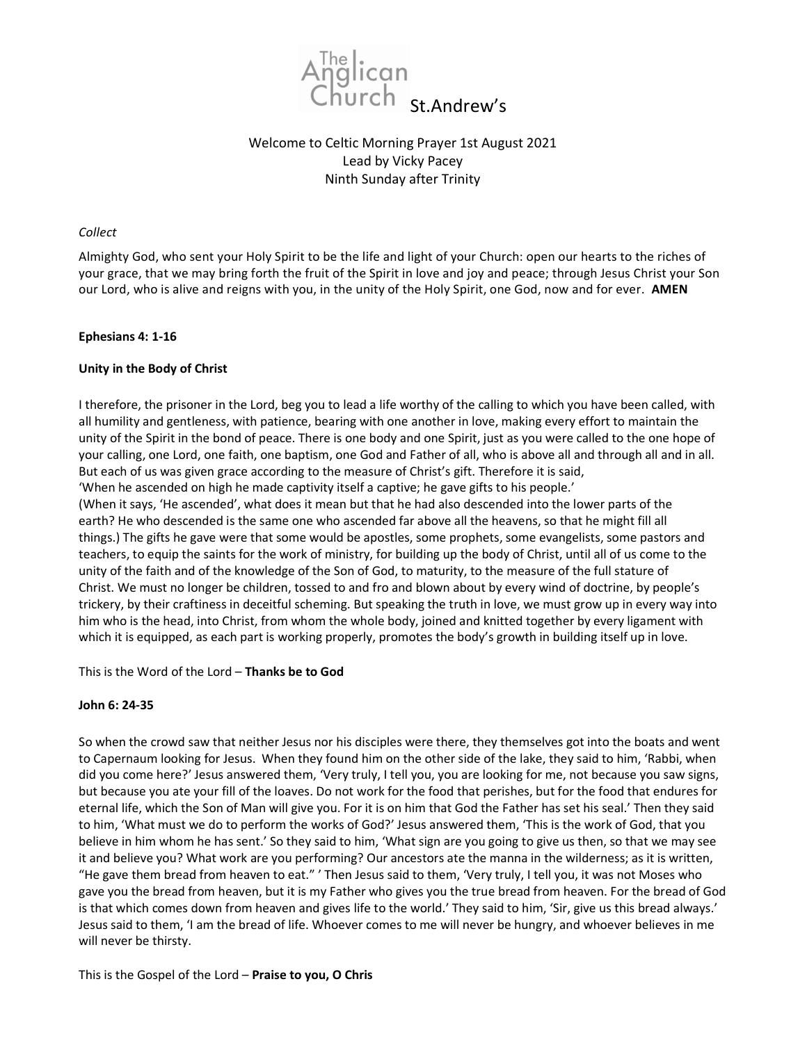The Anglican Church St.Andrew's

Welcome to Celtic Morning Prayer 1st August 2021
Lead by Vicky Pacey
Ninth Sunday after Trinity

*Collect*

Almighty God, who sent your Holy Spirit to be the life and light of your Church: open our hearts to the riches of your grace, that we may bring forth the fruit of the Spirit in love and joy and peace; through Jesus Christ your Son our Lord, who is alive and reigns with you, in the unity of the Holy Spirit, one God, now and for ever. **AMEN**

**Ephesians 4: 1-16**

**Unity in the Body of Christ**

I therefore, the prisoner in the Lord, beg you to lead a life worthy of the calling to which you have been called, with all humility and gentleness, with patience, bearing with one another in love, making every effort to maintain the unity of the Spirit in the bond of peace. There is one body and one Spirit, just as you were called to the one hope of your calling, one Lord, one faith, one baptism, one God and Father of all, who is above all and through all and in all. But each of us was given grace according to the measure of Christ's gift. Therefore it is said,
'When he ascended on high he made captivity itself a captive; he gave gifts to his people.'
(When it says, 'He ascended', what does it mean but that he had also descended into the lower parts of the earth? He who descended is the same one who ascended far above all the heavens, so that he might fill all things.) The gifts he gave were that some would be apostles, some prophets, some evangelists, some pastors and teachers, to equip the saints for the work of ministry, for building up the body of Christ, until all of us come to the unity of the faith and of the knowledge of the Son of God, to maturity, to the measure of the full stature of Christ. We must no longer be children, tossed to and fro and blown about by every wind of doctrine, by people's trickery, by their craftiness in deceitful scheming. But speaking the truth in love, we must grow up in every way into him who is the head, into Christ, from whom the whole body, joined and knitted together by every ligament with which it is equipped, as each part is working properly, promotes the body's growth in building itself up in love.

This is the Word of the Lord – **Thanks be to God**

**John 6: 24-35**

So when the crowd saw that neither Jesus nor his disciples were there, they themselves got into the boats and went to Capernaum looking for Jesus. When they found him on the other side of the lake, they said to him, 'Rabbi, when did you come here?' Jesus answered them, 'Very truly, I tell you, you are looking for me, not because you saw signs, but because you ate your fill of the loaves. Do not work for the food that perishes, but for the food that endures for eternal life, which the Son of Man will give you. For it is on him that God the Father has set his seal.' Then they said to him, 'What must we do to perform the works of God?' Jesus answered them, 'This is the work of God, that you believe in him whom he has sent.' So they said to him, 'What sign are you going to give us then, so that we may see it and believe you? What work are you performing? Our ancestors ate the manna in the wilderness; as it is written, "He gave them bread from heaven to eat." ' Then Jesus said to them, 'Very truly, I tell you, it was not Moses who gave you the bread from heaven, but it is my Father who gives you the true bread from heaven. For the bread of God is that which comes down from heaven and gives life to the world.' They said to him, 'Sir, give us this bread always.' Jesus said to them, 'I am the bread of life. Whoever comes to me will never be hungry, and whoever believes in me will never be thirsty.

This is the Gospel of the Lord – **Praise to you, O Chris**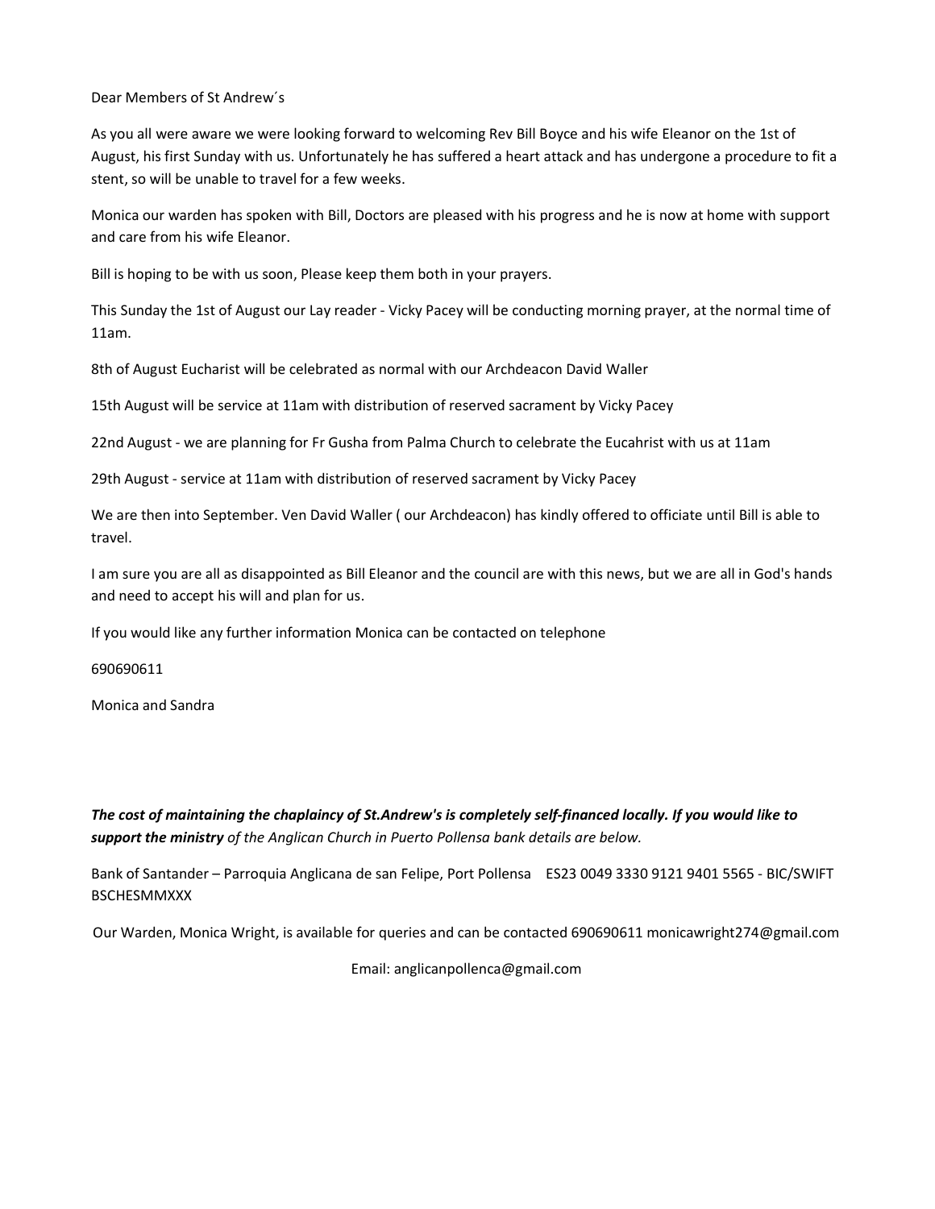Dear Members of St Andrew´s

As you all were aware we were looking forward to welcoming Rev Bill Boyce and his wife Eleanor on the 1st of August, his first Sunday with us. Unfortunately he has suffered a heart attack and has undergone a procedure to fit a stent, so will be unable to travel for a few weeks.

Monica our warden has spoken with Bill, Doctors are pleased with his progress and he is now at home with support and care from his wife Eleanor.

Bill is hoping to be with us soon, Please keep them both in your prayers.

This Sunday the 1st of August our Lay reader - Vicky Pacey will be conducting morning prayer, at the normal time of 11am.

8th of August Eucharist will be celebrated as normal with our Archdeacon David Waller

15th August will be service at 11am with distribution of reserved sacrament by Vicky Pacey

22nd August - we are planning for Fr Gusha from Palma Church to celebrate the Eucahrist with us at 11am

29th August - service at 11am with distribution of reserved sacrament by Vicky Pacey

We are then into September. Ven David Waller ( our Archdeacon) has kindly offered to officiate until Bill is able to travel.

I am sure you are all as disappointed as Bill Eleanor and the council are with this news, but we are all in God's hands and need to accept his will and plan for us.

If you would like any further information Monica can be contacted on telephone

690690611

Monica and Sandra

***The cost of maintaining the chaplaincy of St.Andrew's is completely self-financed locally. If you would like to support the ministry*** *of the Anglican Church in Puerto Pollensa bank details are below.*

Bank of Santander – Parroquia Anglicana de san Felipe, Port Pollensa ES23 0049 3330 9121 9401 5565 - BIC/SWIFT BSCHESMMXXX

Our Warden, Monica Wright, is available for queries and can be contacted 690690611 monicawright274@gmail.com

Email: anglicanpollenca@gmail.com